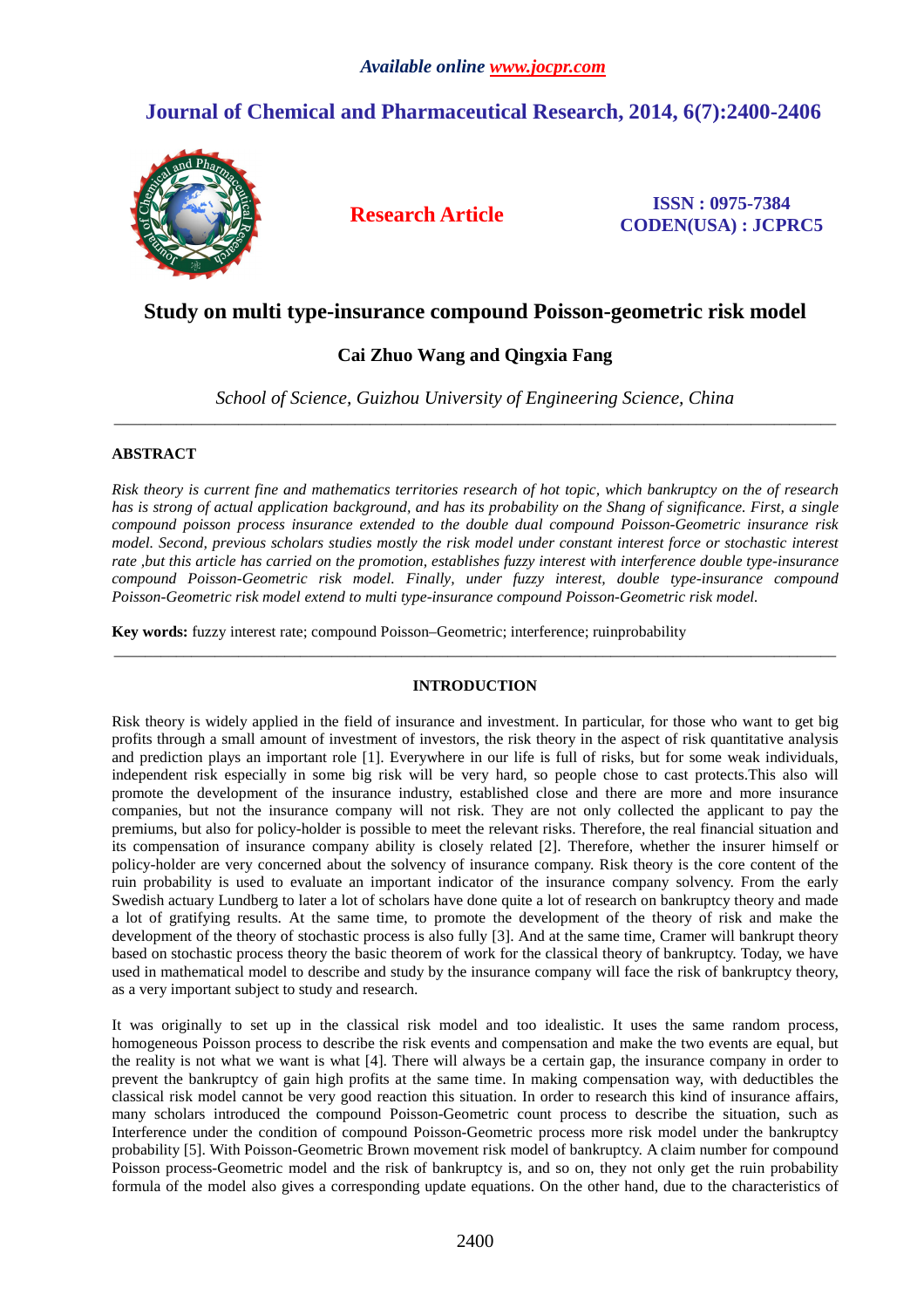*Available online www.jocpr.com*

# Journal of Chemical and Pharmaceutical Research, 2014, 6(7):2400-2406

**Research Article**

**ISSN : 0975-7384**
**CODEN(USA) : JCPRC5**

## Study on multi type-insurance compound Poisson-geometric risk model

**Cai Zhuo Wang and Qingxia Fang**

*School of Science, Guizhou University of Engineering Science, China*

---

### ABSTRACT

*Risk theory is current fine and mathematics territories research of hot topic, which bankruptcy on the of research has is strong of actual application background, and has its probability on the Shang of significance. First, a single compound poisson process insurance extended to the double dual compound Poisson-Geometric insurance risk model. Second, previous scholars studies mostly the risk model under constant interest force or stochastic interest rate ,but this article has carried on the promotion, establishes fuzzy interest with interference double type-insurance compound Poisson-Geometric risk model. Finally, under fuzzy interest, double type-insurance compound Poisson-Geometric risk model extend to multi type-insurance compound Poisson-Geometric risk model.*

**Key words:** fuzzy interest rate; compound Poisson–Geometric; interference; ruinprobability

---

### INTRODUCTION

Risk theory is widely applied in the field of insurance and investment. In particular, for those who want to get big profits through a small amount of investment of investors, the risk theory in the aspect of risk quantitative analysis and prediction plays an important role [1]. Everywhere in our life is full of risks, but for some weak individuals, independent risk especially in some big risk will be very hard, so people chose to cast protects.This also will promote the development of the insurance industry, established close and there are more and more insurance companies, but not the insurance company will not risk. They are not only collected the applicant to pay the premiums, but also for policy-holder is possible to meet the relevant risks. Therefore, the real financial situation and its compensation of insurance company ability is closely related [2]. Therefore, whether the insurer himself or policy-holder are very concerned about the solvency of insurance company. Risk theory is the core content of the ruin probability is used to evaluate an important indicator of the insurance company solvency. From the early Swedish actuary Lundberg to later a lot of scholars have done quite a lot of research on bankruptcy theory and made a lot of gratifying results. At the same time, to promote the development of the theory of risk and make the development of the theory of stochastic process is also fully [3]. And at the same time, Cramer will bankrupt theory based on stochastic process theory the basic theorem of work for the classical theory of bankruptcy. Today, we have used in mathematical model to describe and study by the insurance company will face the risk of bankruptcy theory, as a very important subject to study and research.

It was originally to set up in the classical risk model and too idealistic. It uses the same random process, homogeneous Poisson process to describe the risk events and compensation and make the two events are equal, but the reality is not what we want is what [4]. There will always be a certain gap, the insurance company in order to prevent the bankruptcy of gain high profits at the same time. In making compensation way, with deductibles the classical risk model cannot be very good reaction this situation. In order to research this kind of insurance affairs, many scholars introduced the compound Poisson-Geometric count process to describe the situation, such as Interference under the condition of compound Poisson-Geometric process more risk model under the bankruptcy probability [5]. With Poisson-Geometric Brown movement risk model of bankruptcy. A claim number for compound Poisson process-Geometric model and the risk of bankruptcy is, and so on, they not only get the ruin probability formula of the model also gives a corresponding update equations. On the other hand, due to the characteristics of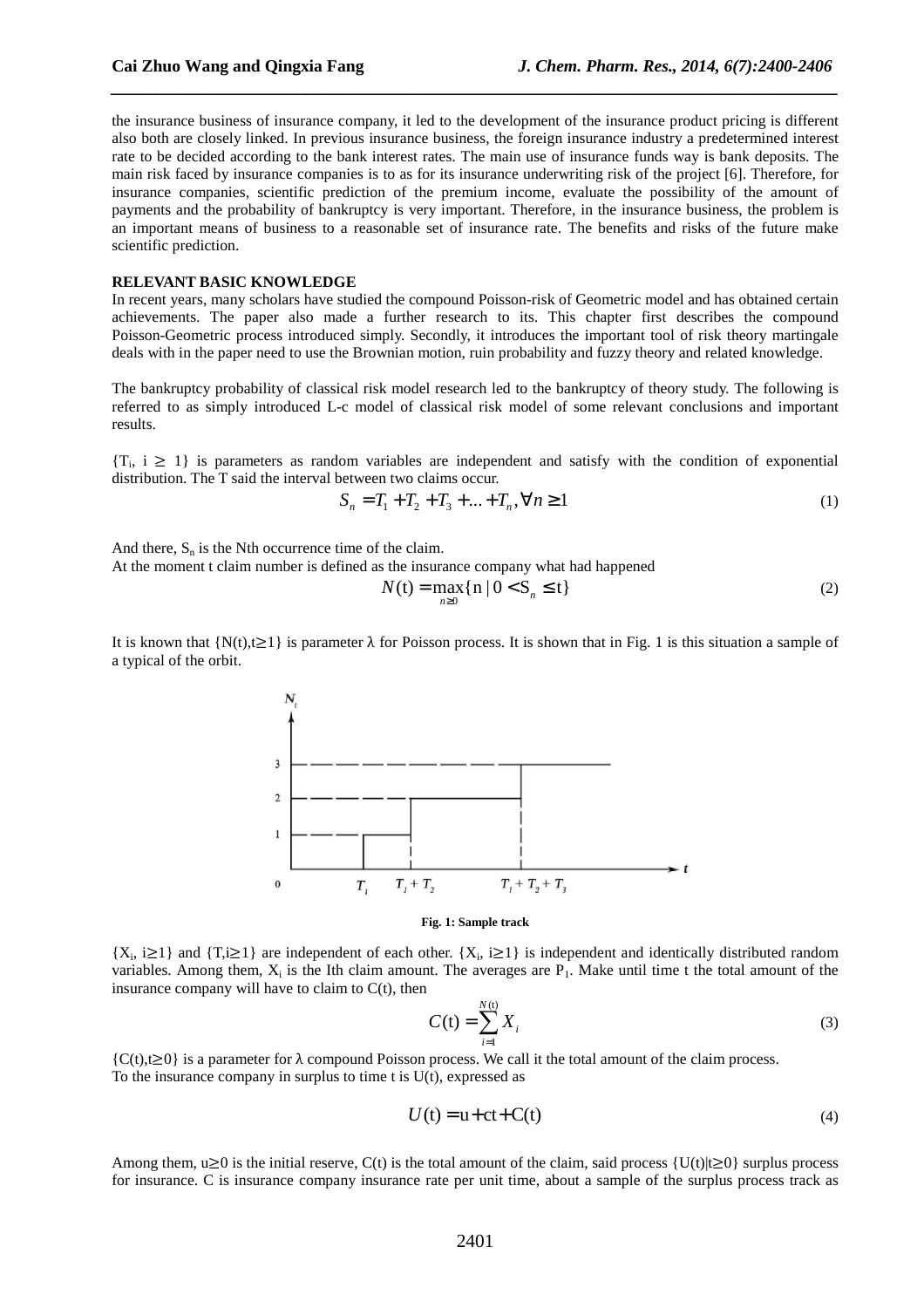the insurance business of insurance company, it led to the development of the insurance product pricing is different also both are closely linked. In previous insurance business, the foreign insurance industry a predetermined interest rate to be decided according to the bank interest rates. The main use of insurance funds way is bank deposits. The main risk faced by insurance companies is to as for its insurance underwriting risk of the project [6]. Therefore, for insurance companies, scientific prediction of the premium income, evaluate the possibility of the amount of payments and the probability of bankruptcy is very important. Therefore, in the insurance business, the problem is an important means of business to a reasonable set of insurance rate. The benefits and risks of the future make scientific prediction.

**RELEVANT BASIC KNOWLEDGE**

In recent years, many scholars have studied the compound Poisson-risk of Geometric model and has obtained certain achievements. The paper also made a further research to its. This chapter first describes the compound Poisson-Geometric process introduced simply. Secondly, it introduces the important tool of risk theory martingale deals with in the paper need to use the Brownian motion, ruin probability and fuzzy theory and related knowledge.

The bankruptcy probability of classical risk model research led to the bankruptcy of theory study. The following is referred to as simply introduced L-c model of classical risk model of some relevant conclusions and important results.

$\{T_i, i \geq 1\}$ is parameters as random variables are independent and satisfy with the condition of exponential distribution. The T said the interval between two claims occur.

$$S_n = T_1 + T_2 + T_3 + ... + T_n, \forall n \geq 1 \tag{1}$$

And there, $S_n$ is the Nth occurrence time of the claim.
At the moment t claim number is defined as the insurance company what had happened

$$N(\text{t}) = \max_{n \geq 0}\{\text{n} \mid 0 < \text{S}_n \leq \text{t}\} \tag{2}$$

It is known that $\{N(t), t \geq 1\}$ is parameter $\lambda$ for Poisson process. It is shown that in Fig. 1 is this situation a sample of a typical of the orbit.

**Fig. 1: Sample track**

$\{X_i, i \geq 1\}$ and $\{T, i \geq 1\}$ are independent of each other. $\{X_i, i \geq 1\}$ is independent and identically distributed random variables. Among them, $X_i$ is the Ith claim amount. The averages are $P_1$. Make until time t the total amount of the insurance company will have to claim to C(t), then

$$C(\text{t}) = \sum_{i=1}^{N(\text{t})} X_i \tag{3}$$

$\{C(t), t \geq 0\}$ is a parameter for $\lambda$ compound Poisson process. We call it the total amount of the claim process.
To the insurance company in surplus to time t is U(t), expressed as

$$U(\text{t}) = \text{u} + \text{ct} + \text{C(t)} \tag{4}$$

Among them, $u \geq 0$ is the initial reserve, C(t) is the total amount of the claim, said process $\{U(t) | t \geq 0\}$ surplus process for insurance. C is insurance company insurance rate per unit time, about a sample of the surplus process track as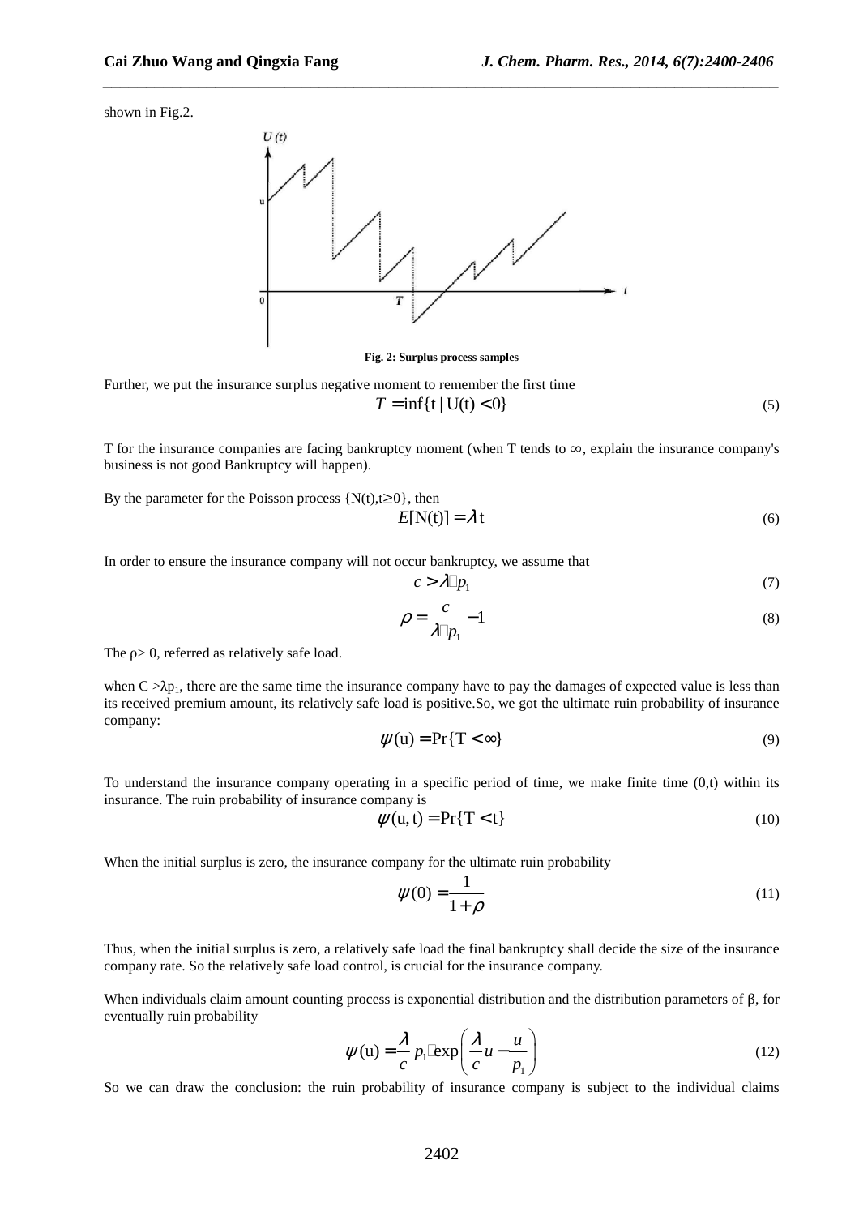shown in Fig.2.

Fig. 2: Surplus process samples

Further, we put the insurance surplus negative moment to remember the first time

$$T = \inf\{t \mid U(t) < 0\} \tag{5}$$

T for the insurance companies are facing bankruptcy moment (when T tends to ∞, explain the insurance company's business is not good Bankruptcy will happen).

By the parameter for the Poisson process $\{N(t), t \geq 0\}$, then

$$E[N(t)] = \lambda t \tag{6}$$

In order to ensure the insurance company will not occur bankruptcy, we assume that

$$c > \lambda \cdot p_1 \tag{7}$$

$$\rho = \frac{c}{\lambda \cdot p_1} - 1 \tag{8}$$

The ρ> 0, referred as relatively safe load.

when C >$\lambda p_1$, there are the same time the insurance company have to pay the damages of expected value is less than its received premium amount, its relatively safe load is positive.So, we got the ultimate ruin probability of insurance company:

$$\psi(u) = \Pr\{T < \infty\} \tag{9}$$

To understand the insurance company operating in a specific period of time, we make finite time (0,t) within its insurance. The ruin probability of insurance company is

$$\psi(u, t) = \Pr\{T < t\} \tag{10}$$

When the initial surplus is zero, the insurance company for the ultimate ruin probability

$$\psi(0) = \frac{1}{1+\rho} \tag{11}$$

Thus, when the initial surplus is zero, a relatively safe load the final bankruptcy shall decide the size of the insurance company rate. So the relatively safe load control, is crucial for the insurance company.

When individuals claim amount counting process is exponential distribution and the distribution parameters of β, for eventually ruin probability

$$\psi(u) = \frac{\lambda}{c} p_1 \cdot \exp\left(\frac{\lambda}{c} u - \frac{u}{p_1}\right) \tag{12}$$

So we can draw the conclusion: the ruin probability of insurance company is subject to the individual claims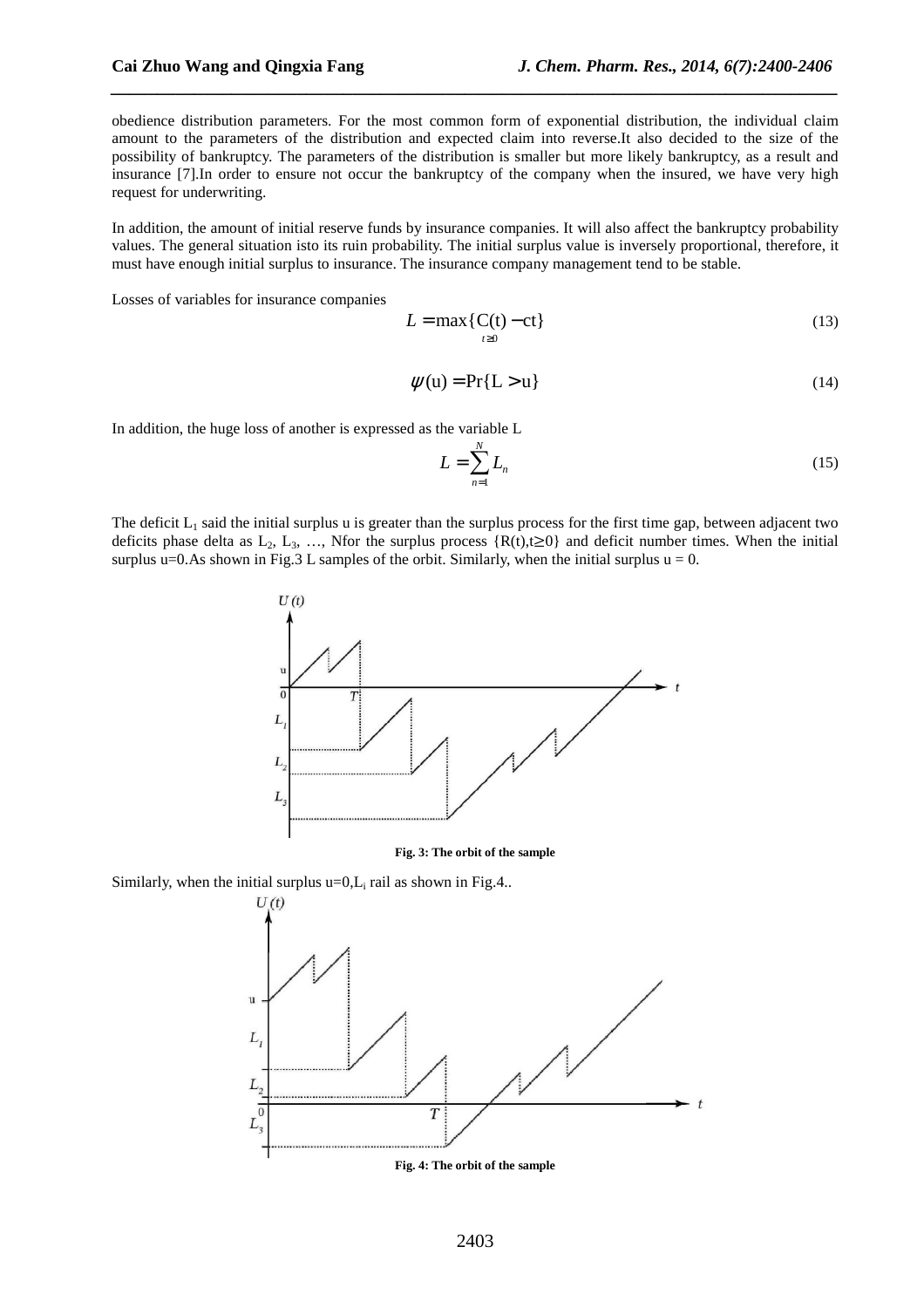obedience distribution parameters. For the most common form of exponential distribution, the individual claim amount to the parameters of the distribution and expected claim into reverse.It also decided to the size of the possibility of bankruptcy. The parameters of the distribution is smaller but more likely bankruptcy, as a result and insurance [7].In order to ensure not occur the bankruptcy of the company when the insured, we have very high request for underwriting.

In addition, the amount of initial reserve funds by insurance companies. It will also affect the bankruptcy probability values. The general situation isto its ruin probability. The initial surplus value is inversely proportional, therefore, it must have enough initial surplus to insurance. The insurance company management tend to be stable.

Losses of variables for insurance companies

$$L = \max_{t \geq 0}\{\mathrm{C(t)} - \mathrm{ct}\} \tag{13}$$

$$\psi(\mathrm{u}) = \Pr\{\mathrm{L} > \mathrm{u}\} \tag{14}$$

In addition, the huge loss of another is expressed as the variable L

$$L = \sum_{n=1}^{N} L_n \tag{15}$$

The deficit $L_1$ said the initial surplus u is greater than the surplus process for the first time gap, between adjacent two deficits phase delta as $L_2$, $L_3$, …, Nfor the surplus process $\{R(t), t \geq 0\}$ and deficit number times. When the initial surplus u=0.As shown in Fig.3 L samples of the orbit. Similarly, when the initial surplus u = 0.

**Fig. 3: The orbit of the sample**

Similarly, when the initial surplus u=0,$L_i$ rail as shown in Fig.4..

**Fig. 4: The orbit of the sample**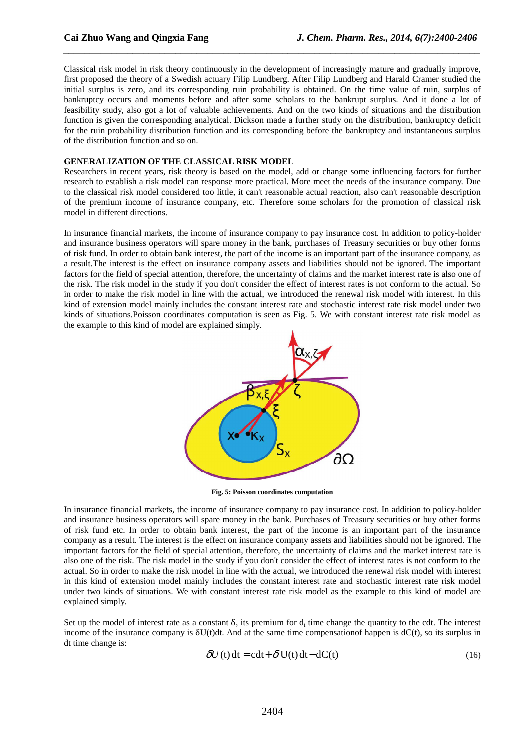Classical risk model in risk theory continuously in the development of increasingly mature and gradually improve, first proposed the theory of a Swedish actuary Filip Lundberg. After Filip Lundberg and Harald Cramer studied the initial surplus is zero, and its corresponding ruin probability is obtained. On the time value of ruin, surplus of bankruptcy occurs and moments before and after some scholars to the bankrupt surplus. And it done a lot of feasibility study, also got a lot of valuable achievements. And on the two kinds of situations and the distribution function is given the corresponding analytical. Dickson made a further study on the distribution, bankruptcy deficit for the ruin probability distribution function and its corresponding before the bankruptcy and instantaneous surplus of the distribution function and so on.

## GENERALIZATION OF THE CLASSICAL RISK MODEL

Researchers in recent years, risk theory is based on the model, add or change some influencing factors for further research to establish a risk model can response more practical. More meet the needs of the insurance company. Due to the classical risk model considered too little, it can't reasonable actual reaction, also can't reasonable description of the premium income of insurance company, etc. Therefore some scholars for the promotion of classical risk model in different directions.

In insurance financial markets, the income of insurance company to pay insurance cost. In addition to policy-holder and insurance business operators will spare money in the bank, purchases of Treasury securities or buy other forms of risk fund. In order to obtain bank interest, the part of the income is an important part of the insurance company, as a result.The interest is the effect on insurance company assets and liabilities should not be ignored. The important factors for the field of special attention, therefore, the uncertainty of claims and the market interest rate is also one of the risk. The risk model in the study if you don't consider the effect of interest rates is not conform to the actual. So in order to make the risk model in line with the actual, we introduced the renewal risk model with interest. In this kind of extension model mainly includes the constant interest rate and stochastic interest rate risk model under two kinds of situations.Poisson coordinates computation is seen as Fig. 5. We with constant interest rate risk model as the example to this kind of model are explained simply.

**Fig. 5: Poisson coordinates computation**

In insurance financial markets, the income of insurance company to pay insurance cost. In addition to policy-holder and insurance business operators will spare money in the bank. Purchases of Treasury securities or buy other forms of risk fund etc. In order to obtain bank interest, the part of the income is an important part of the insurance company as a result. The interest is the effect on insurance company assets and liabilities should not be ignored. The important factors for the field of special attention, therefore, the uncertainty of claims and the market interest rate is also one of the risk. The risk model in the study if you don't consider the effect of interest rates is not conform to the actual. So in order to make the risk model in line with the actual, we introduced the renewal risk model with interest in this kind of extension model mainly includes the constant interest rate and stochastic interest rate risk model under two kinds of situations. We with constant interest rate risk model as the example to this kind of model are explained simply.

Set up the model of interest rate as a constant $\delta$, its premium for $d_t$ time change the quantity to the cdt. The interest income of the insurance company is $\delta U(t)dt$. And at the same time compensationof happen is $dC(t)$, so its surplus in dt time change is:

$$\delta U(t)\,dt = cdt + \delta\,U(t)\,dt - dC(t) \tag{16}$$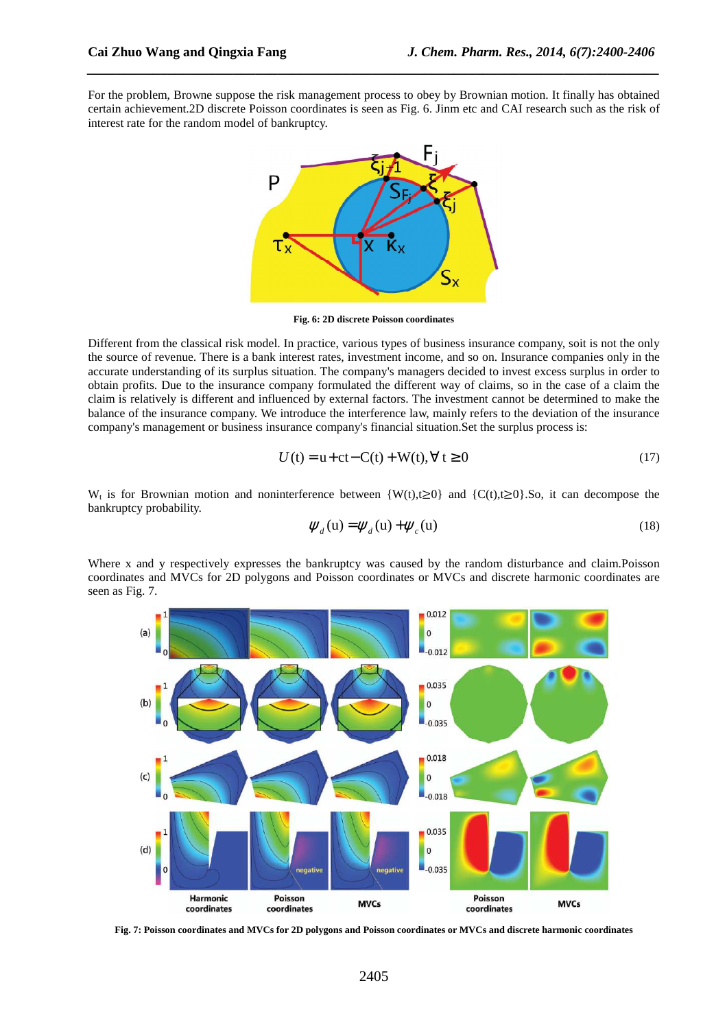For the problem, Browne suppose the risk management process to obey by Brownian motion. It finally has obtained certain achievement.2D discrete Poisson coordinates is seen as Fig. 6. Jinm etc and CAI research such as the risk of interest rate for the random model of bankruptcy.

**Fig. 6: 2D discrete Poisson coordinates**

Different from the classical risk model. In practice, various types of business insurance company, soit is not the only the source of revenue. There is a bank interest rates, investment income, and so on. Insurance companies only in the accurate understanding of its surplus situation. The company's managers decided to invest excess surplus in order to obtain profits. Due to the insurance company formulated the different way of claims, so in the case of a claim the claim is relatively is different and influenced by external factors. The investment cannot be determined to make the balance of the insurance company. We introduce the interference law, mainly refers to the deviation of the insurance company's management or business insurance company's financial situation.Set the surplus process is:

$$U(t) = u + ct - C(t) + W(t), \forall\, t \geq 0 \tag{17}$$

$W_t$ is for Brownian motion and noninterference between $\{W(t), t \geq 0\}$ and $\{C(t), t \geq 0\}$.So, it can decompose the bankruptcy probability.

$$\psi_d(u) = \psi_d(u) + \psi_c(u) \tag{18}$$

Where x and y respectively expresses the bankruptcy was caused by the random disturbance and claim.Poisson coordinates and MVCs for 2D polygons and Poisson coordinates or MVCs and discrete harmonic coordinates are seen as Fig. 7.

**Fig. 7: Poisson coordinates and MVCs for 2D polygons and Poisson coordinates or MVCs and discrete harmonic coordinates**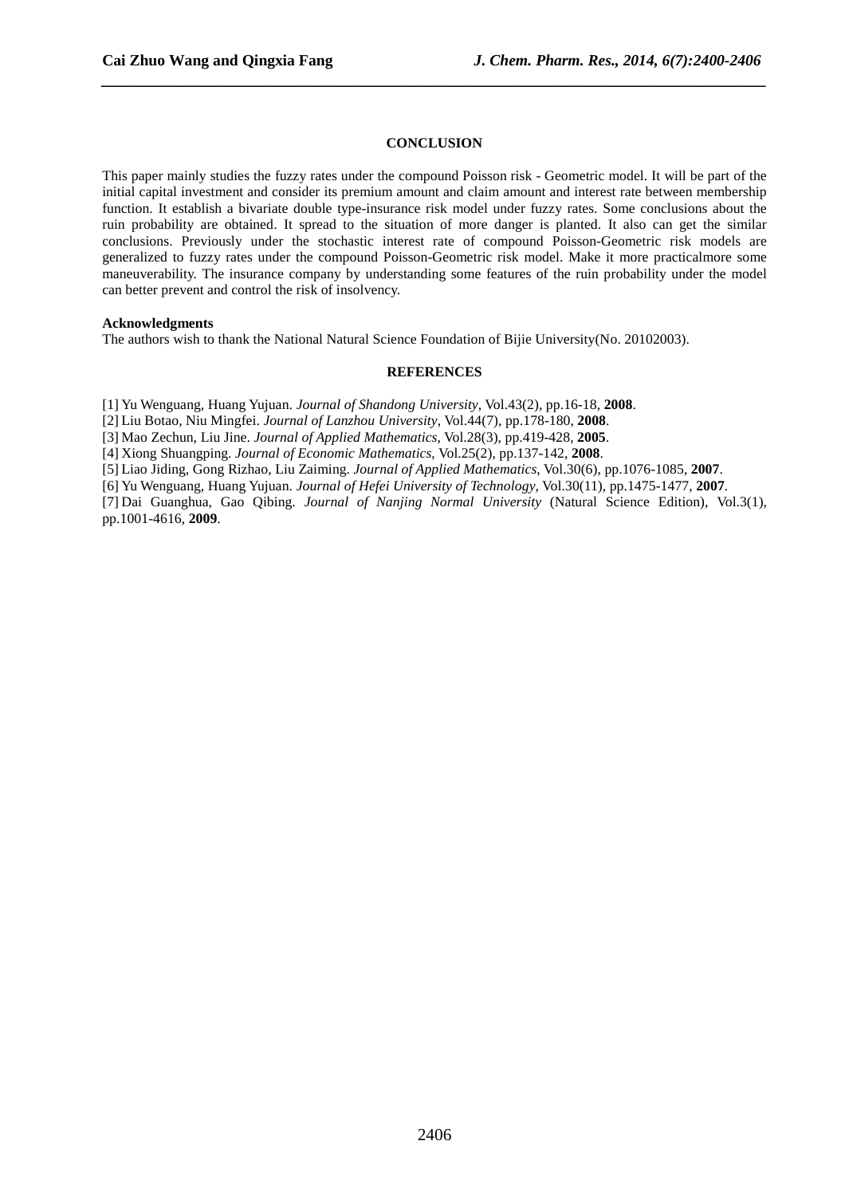## CONCLUSION

This paper mainly studies the fuzzy rates under the compound Poisson risk - Geometric model. It will be part of the initial capital investment and consider its premium amount and claim amount and interest rate between membership function. It establish a bivariate double type-insurance risk model under fuzzy rates. Some conclusions about the ruin probability are obtained. It spread to the situation of more danger is planted. It also can get the similar conclusions. Previously under the stochastic interest rate of compound Poisson-Geometric risk models are generalized to fuzzy rates under the compound Poisson-Geometric risk model. Make it more practicalmore some maneuverability. The insurance company by understanding some features of the ruin probability under the model can better prevent and control the risk of insolvency.

**Acknowledgments**

The authors wish to thank the National Natural Science Foundation of Bijie University(No. 20102003).

## REFERENCES

[1] Yu Wenguang, Huang Yujuan. *Journal of Shandong University*, Vol.43(2), pp.16-18, **2008**.

[2] Liu Botao, Niu Mingfei. *Journal of Lanzhou University*, Vol.44(7), pp.178-180, **2008**.

[3] Mao Zechun, Liu Jine. *Journal of Applied Mathematics*, Vol.28(3), pp.419-428, **2005**.

[4] Xiong Shuangping. *Journal of Economic Mathematics*, Vol.25(2), pp.137-142, **2008**.

[5] Liao Jiding, Gong Rizhao, Liu Zaiming. *Journal of Applied Mathematics*, Vol.30(6), pp.1076-1085, **2007**.

[6] Yu Wenguang, Huang Yujuan. *Journal of Hefei University of Technology*, Vol.30(11), pp.1475-1477, **2007**.

[7] Dai Guanghua, Gao Qibing. *Journal of Nanjing Normal University* (Natural Science Edition), Vol.3(1), pp.1001-4616, **2009**.